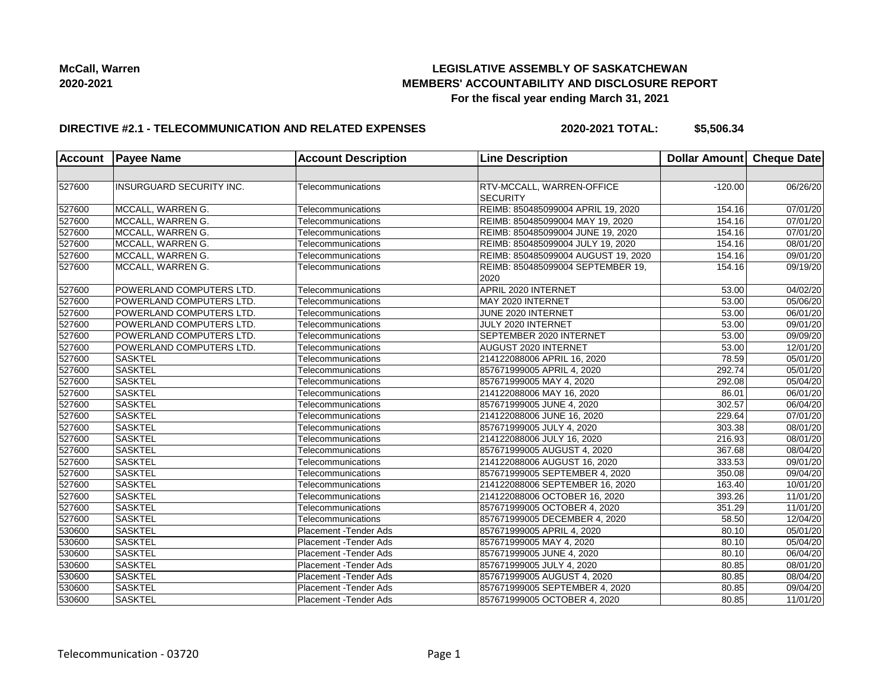McCall, Warren
2020-2021

**LEGISLATIVE ASSEMBLY OF SASKATCHEWAN**
**MEMBERS' ACCOUNTABILITY AND DISCLOSURE REPORT**
**For the fiscal year ending March 31, 2021**

**DIRECTIVE #2.1 - TELECOMMUNICATION AND RELATED EXPENSES** 2020-2021 TOTAL: $5,506.34

| Account | Payee Name | Account Description | Line Description | Dollar Amount | Cheque Date |
|---|---|---|---|---|---|
| | | | | | |
| 527600 | INSURGUARD SECURITY INC. | Telecommunications | RTV-MCCALL, WARREN-OFFICE SECURITY | -120.00 | 06/26/20 |
| 527600 | MCCALL, WARREN G. | Telecommunications | REIMB: 850485099004 APRIL 19, 2020 | 154.16 | 07/01/20 |
| 527600 | MCCALL, WARREN G. | Telecommunications | REIMB: 850485099004 MAY 19, 2020 | 154.16 | 07/01/20 |
| 527600 | MCCALL, WARREN G. | Telecommunications | REIMB: 850485099004 JUNE 19, 2020 | 154.16 | 07/01/20 |
| 527600 | MCCALL, WARREN G. | Telecommunications | REIMB: 850485099004 JULY 19, 2020 | 154.16 | 08/01/20 |
| 527600 | MCCALL, WARREN G. | Telecommunications | REIMB: 850485099004 AUGUST 19, 2020 | 154.16 | 09/01/20 |
| 527600 | MCCALL, WARREN G. | Telecommunications | REIMB: 850485099004 SEPTEMBER 19, 2020 | 154.16 | 09/19/20 |
| 527600 | POWERLAND COMPUTERS LTD. | Telecommunications | APRIL 2020 INTERNET | 53.00 | 04/02/20 |
| 527600 | POWERLAND COMPUTERS LTD. | Telecommunications | MAY 2020 INTERNET | 53.00 | 05/06/20 |
| 527600 | POWERLAND COMPUTERS LTD. | Telecommunications | JUNE 2020 INTERNET | 53.00 | 06/01/20 |
| 527600 | POWERLAND COMPUTERS LTD. | Telecommunications | JULY 2020 INTERNET | 53.00 | 09/01/20 |
| 527600 | POWERLAND COMPUTERS LTD. | Telecommunications | SEPTEMBER 2020 INTERNET | 53.00 | 09/09/20 |
| 527600 | POWERLAND COMPUTERS LTD. | Telecommunications | AUGUST 2020 INTERNET | 53.00 | 12/01/20 |
| 527600 | SASKTEL | Telecommunications | 214122088006 APRIL 16, 2020 | 78.59 | 05/01/20 |
| 527600 | SASKTEL | Telecommunications | 857671999005 APRIL 4, 2020 | 292.74 | 05/01/20 |
| 527600 | SASKTEL | Telecommunications | 857671999005 MAY 4, 2020 | 292.08 | 05/04/20 |
| 527600 | SASKTEL | Telecommunications | 214122088006 MAY 16, 2020 | 86.01 | 06/01/20 |
| 527600 | SASKTEL | Telecommunications | 857671999005 JUNE 4, 2020 | 302.57 | 06/04/20 |
| 527600 | SASKTEL | Telecommunications | 214122088006 JUNE 16, 2020 | 229.64 | 07/01/20 |
| 527600 | SASKTEL | Telecommunications | 857671999005 JULY 4, 2020 | 303.38 | 08/01/20 |
| 527600 | SASKTEL | Telecommunications | 214122088006 JULY 16, 2020 | 216.93 | 08/01/20 |
| 527600 | SASKTEL | Telecommunications | 857671999005 AUGUST 4, 2020 | 367.68 | 08/04/20 |
| 527600 | SASKTEL | Telecommunications | 214122088006 AUGUST 16, 2020 | 333.53 | 09/01/20 |
| 527600 | SASKTEL | Telecommunications | 857671999005 SEPTEMBER 4, 2020 | 350.08 | 09/04/20 |
| 527600 | SASKTEL | Telecommunications | 214122088006 SEPTEMBER 16, 2020 | 163.40 | 10/01/20 |
| 527600 | SASKTEL | Telecommunications | 214122088006 OCTOBER 16, 2020 | 393.26 | 11/01/20 |
| 527600 | SASKTEL | Telecommunications | 857671999005 OCTOBER 4, 2020 | 351.29 | 11/01/20 |
| 527600 | SASKTEL | Telecommunications | 857671999005 DECEMBER 4, 2020 | 58.50 | 12/04/20 |
| 530600 | SASKTEL | Placement -Tender Ads | 857671999005 APRIL 4, 2020 | 80.10 | 05/01/20 |
| 530600 | SASKTEL | Placement -Tender Ads | 857671999005 MAY 4, 2020 | 80.10 | 05/04/20 |
| 530600 | SASKTEL | Placement -Tender Ads | 857671999005 JUNE 4, 2020 | 80.10 | 06/04/20 |
| 530600 | SASKTEL | Placement -Tender Ads | 857671999005 JULY 4, 2020 | 80.85 | 08/01/20 |
| 530600 | SASKTEL | Placement -Tender Ads | 857671999005 AUGUST 4, 2020 | 80.85 | 08/04/20 |
| 530600 | SASKTEL | Placement -Tender Ads | 857671999005 SEPTEMBER 4, 2020 | 80.85 | 09/04/20 |
| 530600 | SASKTEL | Placement -Tender Ads | 857671999005 OCTOBER 4, 2020 | 80.85 | 11/01/20 |

Telecommunication - 03720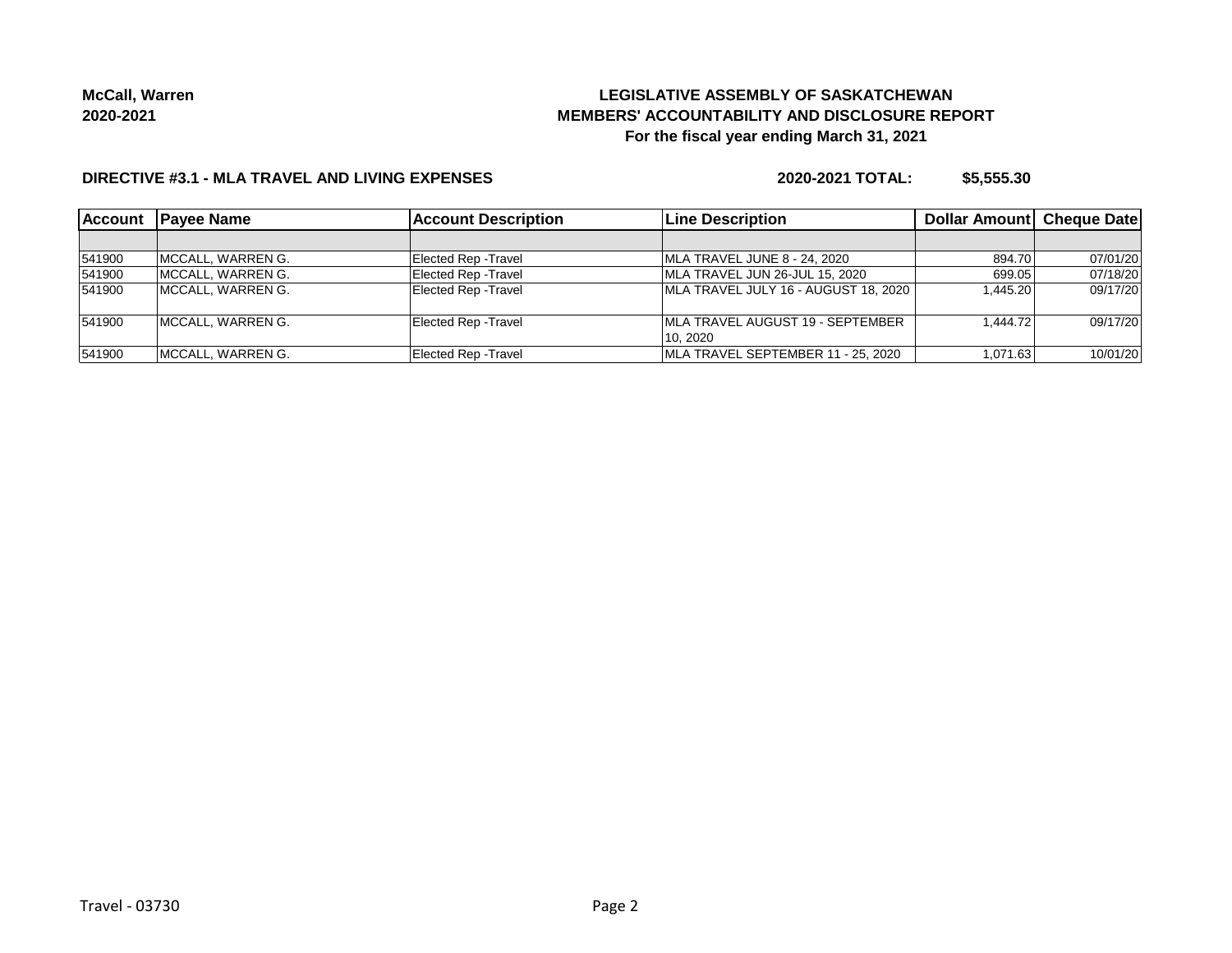**McCall, Warren**
**2020-2021**

# LEGISLATIVE ASSEMBLY OF SASKATCHEWAN
## MEMBERS' ACCOUNTABILITY AND DISCLOSURE REPORT
### For the fiscal year ending March 31, 2021

**DIRECTIVE #3.1 - MLA TRAVEL AND LIVING EXPENSES** **2020-2021 TOTAL: $5,555.30**

| Account | Payee Name | Account Description | Line Description | Dollar Amount | Cheque Date |
|---|---|---|---|---|---|
| | | | | | |
| 541900 | MCCALL, WARREN G. | Elected Rep -Travel | MLA TRAVEL JUNE 8 - 24, 2020 | 894.70 | 07/01/20 |
| 541900 | MCCALL, WARREN G. | Elected Rep -Travel | MLA TRAVEL JUN 26-JUL 15, 2020 | 699.05 | 07/18/20 |
| 541900 | MCCALL, WARREN G. | Elected Rep -Travel | MLA TRAVEL JULY 16 - AUGUST 18, 2020 | 1,445.20 | 09/17/20 |
| 541900 | MCCALL, WARREN G. | Elected Rep -Travel | MLA TRAVEL AUGUST 19 - SEPTEMBER 10, 2020 | 1,444.72 | 09/17/20 |
| 541900 | MCCALL, WARREN G. | Elected Rep -Travel | MLA TRAVEL SEPTEMBER 11 - 25, 2020 | 1,071.63 | 10/01/20 |

Travel - 03730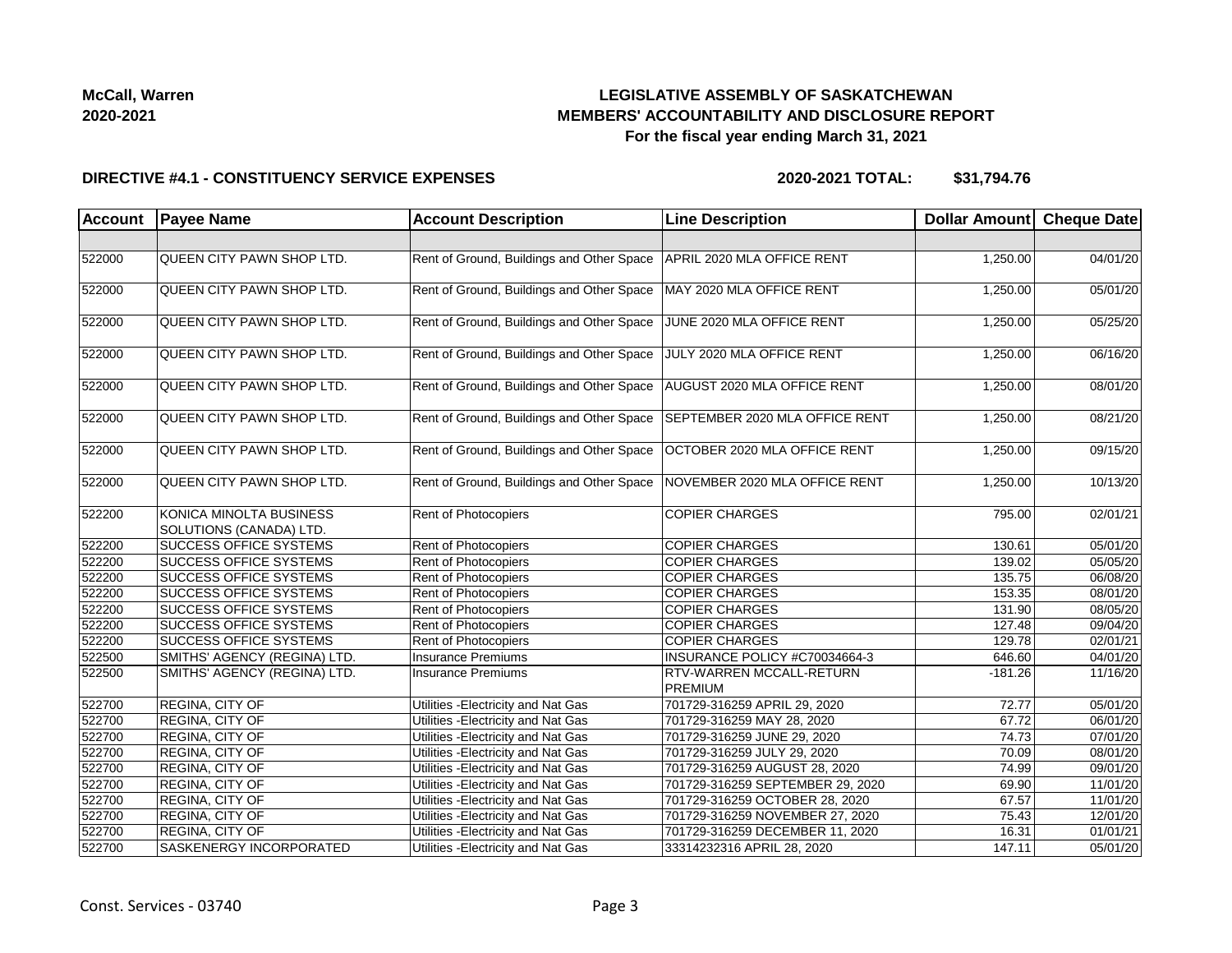McCall, Warren
2020-2021

# LEGISLATIVE ASSEMBLY OF SASKATCHEWAN
## MEMBERS' ACCOUNTABILITY AND DISCLOSURE REPORT
### For the fiscal year ending March 31, 2021

**DIRECTIVE #4.1 - CONSTITUENCY SERVICE EXPENSES**

**2020-2021 TOTAL: $31,794.76**

| Account | Payee Name | Account Description | Line Description | Dollar Amount | Cheque Date |
|---|---|---|---|---|---|
| | | | | | |
| 522000 | QUEEN CITY PAWN SHOP LTD. | Rent of Ground, Buildings and Other Space | APRIL 2020 MLA OFFICE RENT | 1,250.00 | 04/01/20 |
| 522000 | QUEEN CITY PAWN SHOP LTD. | Rent of Ground, Buildings and Other Space | MAY 2020 MLA OFFICE RENT | 1,250.00 | 05/01/20 |
| 522000 | QUEEN CITY PAWN SHOP LTD. | Rent of Ground, Buildings and Other Space | JUNE 2020 MLA OFFICE RENT | 1,250.00 | 05/25/20 |
| 522000 | QUEEN CITY PAWN SHOP LTD. | Rent of Ground, Buildings and Other Space | JULY 2020 MLA OFFICE RENT | 1,250.00 | 06/16/20 |
| 522000 | QUEEN CITY PAWN SHOP LTD. | Rent of Ground, Buildings and Other Space | AUGUST 2020 MLA OFFICE RENT | 1,250.00 | 08/01/20 |
| 522000 | QUEEN CITY PAWN SHOP LTD. | Rent of Ground, Buildings and Other Space | SEPTEMBER 2020 MLA OFFICE RENT | 1,250.00 | 08/21/20 |
| 522000 | QUEEN CITY PAWN SHOP LTD. | Rent of Ground, Buildings and Other Space | OCTOBER 2020 MLA OFFICE RENT | 1,250.00 | 09/15/20 |
| 522000 | QUEEN CITY PAWN SHOP LTD. | Rent of Ground, Buildings and Other Space | NOVEMBER 2020 MLA OFFICE RENT | 1,250.00 | 10/13/20 |
| 522200 | KONICA MINOLTA BUSINESS SOLUTIONS (CANADA) LTD. | Rent of Photocopiers | COPIER CHARGES | 795.00 | 02/01/21 |
| 522200 | SUCCESS OFFICE SYSTEMS | Rent of Photocopiers | COPIER CHARGES | 130.61 | 05/01/20 |
| 522200 | SUCCESS OFFICE SYSTEMS | Rent of Photocopiers | COPIER CHARGES | 139.02 | 05/05/20 |
| 522200 | SUCCESS OFFICE SYSTEMS | Rent of Photocopiers | COPIER CHARGES | 135.75 | 06/08/20 |
| 522200 | SUCCESS OFFICE SYSTEMS | Rent of Photocopiers | COPIER CHARGES | 153.35 | 08/01/20 |
| 522200 | SUCCESS OFFICE SYSTEMS | Rent of Photocopiers | COPIER CHARGES | 131.90 | 08/05/20 |
| 522200 | SUCCESS OFFICE SYSTEMS | Rent of Photocopiers | COPIER CHARGES | 127.48 | 09/04/20 |
| 522200 | SUCCESS OFFICE SYSTEMS | Rent of Photocopiers | COPIER CHARGES | 129.78 | 02/01/21 |
| 522500 | SMITHS' AGENCY (REGINA) LTD. | Insurance Premiums | INSURANCE POLICY #C70034664-3 | 646.60 | 04/01/20 |
| 522500 | SMITHS' AGENCY (REGINA) LTD. | Insurance Premiums | RTV-WARREN MCCALL-RETURN PREMIUM | -181.26 | 11/16/20 |
| 522700 | REGINA, CITY OF | Utilities -Electricity and Nat Gas | 701729-316259 APRIL 29, 2020 | 72.77 | 05/01/20 |
| 522700 | REGINA, CITY OF | Utilities -Electricity and Nat Gas | 701729-316259 MAY 28, 2020 | 67.72 | 06/01/20 |
| 522700 | REGINA, CITY OF | Utilities -Electricity and Nat Gas | 701729-316259 JUNE 29, 2020 | 74.73 | 07/01/20 |
| 522700 | REGINA, CITY OF | Utilities -Electricity and Nat Gas | 701729-316259 JULY 29, 2020 | 70.09 | 08/01/20 |
| 522700 | REGINA, CITY OF | Utilities -Electricity and Nat Gas | 701729-316259 AUGUST 28, 2020 | 74.99 | 09/01/20 |
| 522700 | REGINA, CITY OF | Utilities -Electricity and Nat Gas | 701729-316259 SEPTEMBER 29, 2020 | 69.90 | 11/01/20 |
| 522700 | REGINA, CITY OF | Utilities -Electricity and Nat Gas | 701729-316259 OCTOBER 28, 2020 | 67.57 | 11/01/20 |
| 522700 | REGINA, CITY OF | Utilities -Electricity and Nat Gas | 701729-316259 NOVEMBER 27, 2020 | 75.43 | 12/01/20 |
| 522700 | REGINA, CITY OF | Utilities -Electricity and Nat Gas | 701729-316259 DECEMBER 11, 2020 | 16.31 | 01/01/21 |
| 522700 | SASKENERGY INCORPORATED | Utilities -Electricity and Nat Gas | 33314232316 APRIL 28, 2020 | 147.11 | 05/01/20 |

Const. Services - 03740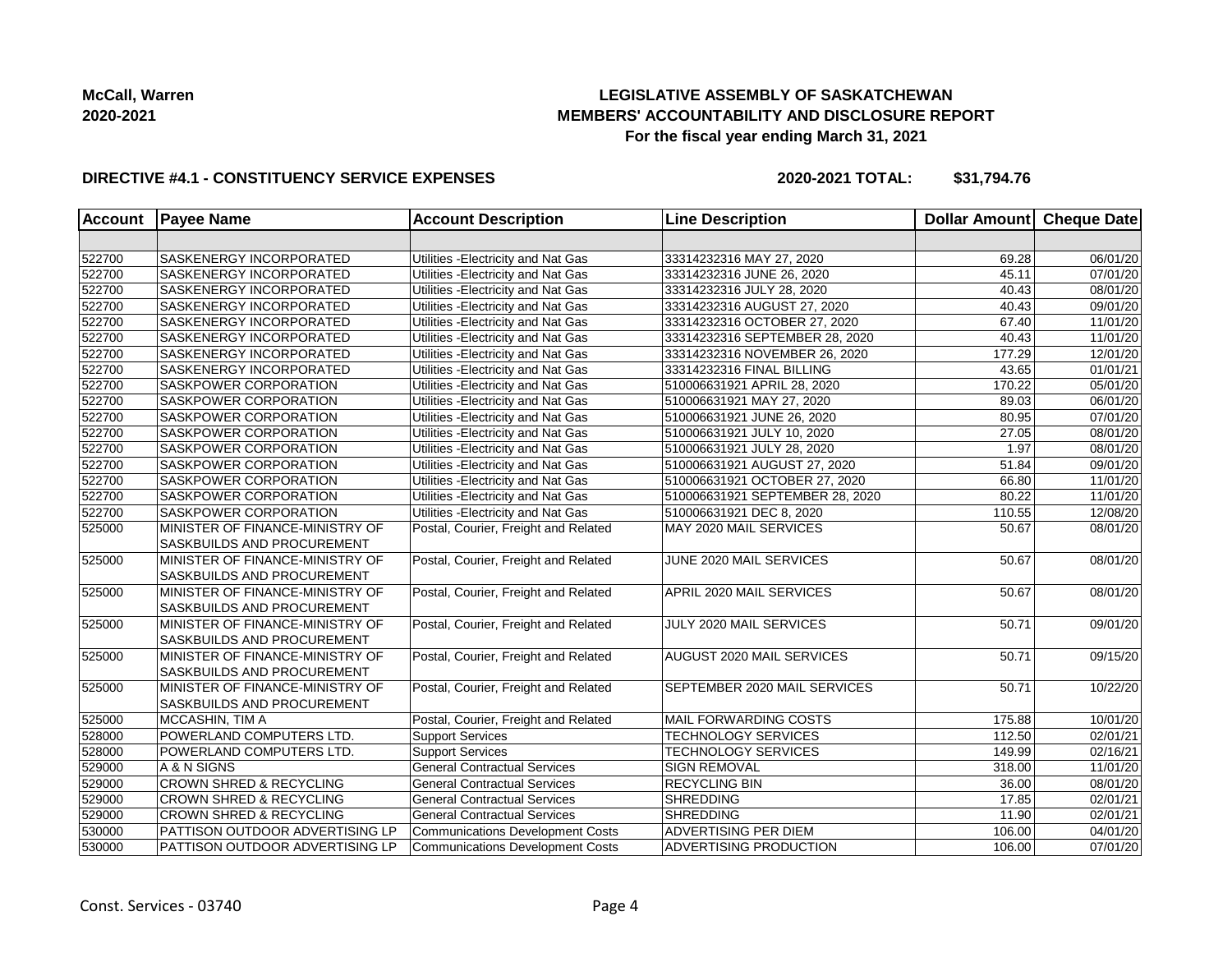**McCall, Warren**
**2020-2021**

**LEGISLATIVE ASSEMBLY OF SASKATCHEWAN**
**MEMBERS' ACCOUNTABILITY AND DISCLOSURE REPORT**
**For the fiscal year ending March 31, 2021**

**DIRECTIVE #4.1 - CONSTITUENCY SERVICE EXPENSES** **2020-2021 TOTAL: $31,794.76**

| Account | Payee Name | Account Description | Line Description | Dollar Amount | Cheque Date |
|---|---|---|---|---|---|
| | | | | | |
| 522700 | SASKENERGY INCORPORATED | Utilities -Electricity and Nat Gas | 33314232316 MAY 27, 2020 | 69.28 | 06/01/20 |
| 522700 | SASKENERGY INCORPORATED | Utilities -Electricity and Nat Gas | 33314232316 JUNE 26, 2020 | 45.11 | 07/01/20 |
| 522700 | SASKENERGY INCORPORATED | Utilities -Electricity and Nat Gas | 33314232316 JULY 28, 2020 | 40.43 | 08/01/20 |
| 522700 | SASKENERGY INCORPORATED | Utilities -Electricity and Nat Gas | 33314232316 AUGUST 27, 2020 | 40.43 | 09/01/20 |
| 522700 | SASKENERGY INCORPORATED | Utilities -Electricity and Nat Gas | 33314232316 OCTOBER 27, 2020 | 67.40 | 11/01/20 |
| 522700 | SASKENERGY INCORPORATED | Utilities -Electricity and Nat Gas | 33314232316 SEPTEMBER 28, 2020 | 40.43 | 11/01/20 |
| 522700 | SASKENERGY INCORPORATED | Utilities -Electricity and Nat Gas | 33314232316 NOVEMBER 26, 2020 | 177.29 | 12/01/20 |
| 522700 | SASKENERGY INCORPORATED | Utilities -Electricity and Nat Gas | 33314232316 FINAL BILLING | 43.65 | 01/01/21 |
| 522700 | SASKPOWER CORPORATION | Utilities -Electricity and Nat Gas | 510006631921 APRIL 28, 2020 | 170.22 | 05/01/20 |
| 522700 | SASKPOWER CORPORATION | Utilities -Electricity and Nat Gas | 510006631921 MAY 27, 2020 | 89.03 | 06/01/20 |
| 522700 | SASKPOWER CORPORATION | Utilities -Electricity and Nat Gas | 510006631921 JUNE 26, 2020 | 80.95 | 07/01/20 |
| 522700 | SASKPOWER CORPORATION | Utilities -Electricity and Nat Gas | 510006631921 JULY 10, 2020 | 27.05 | 08/01/20 |
| 522700 | SASKPOWER CORPORATION | Utilities -Electricity and Nat Gas | 510006631921 JULY 28, 2020 | 1.97 | 08/01/20 |
| 522700 | SASKPOWER CORPORATION | Utilities -Electricity and Nat Gas | 510006631921 AUGUST 27, 2020 | 51.84 | 09/01/20 |
| 522700 | SASKPOWER CORPORATION | Utilities -Electricity and Nat Gas | 510006631921 OCTOBER 27, 2020 | 66.80 | 11/01/20 |
| 522700 | SASKPOWER CORPORATION | Utilities -Electricity and Nat Gas | 510006631921 SEPTEMBER 28, 2020 | 80.22 | 11/01/20 |
| 522700 | SASKPOWER CORPORATION | Utilities -Electricity and Nat Gas | 510006631921 DEC 8, 2020 | 110.55 | 12/08/20 |
| 525000 | MINISTER OF FINANCE-MINISTRY OF SASKBUILDS AND PROCUREMENT | Postal, Courier, Freight and Related | MAY 2020 MAIL SERVICES | 50.67 | 08/01/20 |
| 525000 | MINISTER OF FINANCE-MINISTRY OF SASKBUILDS AND PROCUREMENT | Postal, Courier, Freight and Related | JUNE 2020 MAIL SERVICES | 50.67 | 08/01/20 |
| 525000 | MINISTER OF FINANCE-MINISTRY OF SASKBUILDS AND PROCUREMENT | Postal, Courier, Freight and Related | APRIL 2020 MAIL SERVICES | 50.67 | 08/01/20 |
| 525000 | MINISTER OF FINANCE-MINISTRY OF SASKBUILDS AND PROCUREMENT | Postal, Courier, Freight and Related | JULY 2020 MAIL SERVICES | 50.71 | 09/01/20 |
| 525000 | MINISTER OF FINANCE-MINISTRY OF SASKBUILDS AND PROCUREMENT | Postal, Courier, Freight and Related | AUGUST 2020 MAIL SERVICES | 50.71 | 09/15/20 |
| 525000 | MINISTER OF FINANCE-MINISTRY OF SASKBUILDS AND PROCUREMENT | Postal, Courier, Freight and Related | SEPTEMBER 2020 MAIL SERVICES | 50.71 | 10/22/20 |
| 525000 | MCCASHIN, TIM A | Postal, Courier, Freight and Related | MAIL FORWARDING COSTS | 175.88 | 10/01/20 |
| 528000 | POWERLAND COMPUTERS LTD. | Support Services | TECHNOLOGY SERVICES | 112.50 | 02/01/21 |
| 528000 | POWERLAND COMPUTERS LTD. | Support Services | TECHNOLOGY SERVICES | 149.99 | 02/16/21 |
| 529000 | A & N SIGNS | General Contractual Services | SIGN REMOVAL | 318.00 | 11/01/20 |
| 529000 | CROWN SHRED & RECYCLING | General Contractual Services | RECYCLING BIN | 36.00 | 08/01/20 |
| 529000 | CROWN SHRED & RECYCLING | General Contractual Services | SHREDDING | 17.85 | 02/01/21 |
| 529000 | CROWN SHRED & RECYCLING | General Contractual Services | SHREDDING | 11.90 | 02/01/21 |
| 530000 | PATTISON OUTDOOR ADVERTISING LP | Communications Development Costs | ADVERTISING PER DIEM | 106.00 | 04/01/20 |
| 530000 | PATTISON OUTDOOR ADVERTISING LP | Communications Development Costs | ADVERTISING PRODUCTION | 106.00 | 07/01/20 |

Const. Services - 03740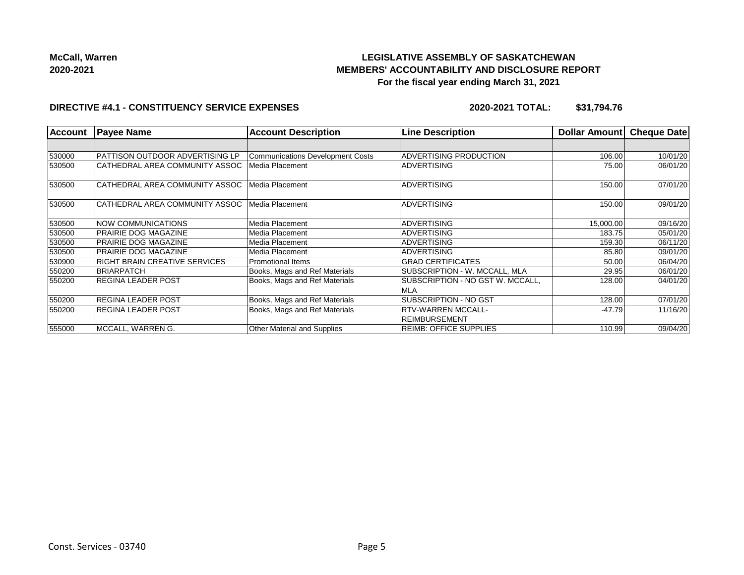**McCall, Warren**
**2020-2021**

# LEGISLATIVE ASSEMBLY OF SASKATCHEWAN
## MEMBERS' ACCOUNTABILITY AND DISCLOSURE REPORT
### For the fiscal year ending March 31, 2021

**DIRECTIVE #4.1 - CONSTITUENCY SERVICE EXPENSES** **2020-2021 TOTAL: $31,794.76**

| Account | Payee Name | Account Description | Line Description | Dollar Amount | Cheque Date |
|---|---|---|---|---|---|
| | | | | | |
| 530000 | PATTISON OUTDOOR ADVERTISING LP | Communications Development Costs | ADVERTISING PRODUCTION | 106.00 | 10/01/20 |
| 530500 | CATHEDRAL AREA COMMUNITY ASSOC | Media Placement | ADVERTISING | 75.00 | 06/01/20 |
| 530500 | CATHEDRAL AREA COMMUNITY ASSOC | Media Placement | ADVERTISING | 150.00 | 07/01/20 |
| 530500 | CATHEDRAL AREA COMMUNITY ASSOC | Media Placement | ADVERTISING | 150.00 | 09/01/20 |
| 530500 | NOW COMMUNICATIONS | Media Placement | ADVERTISING | 15,000.00 | 09/16/20 |
| 530500 | PRAIRIE DOG MAGAZINE | Media Placement | ADVERTISING | 183.75 | 05/01/20 |
| 530500 | PRAIRIE DOG MAGAZINE | Media Placement | ADVERTISING | 159.30 | 06/11/20 |
| 530500 | PRAIRIE DOG MAGAZINE | Media Placement | ADVERTISING | 85.80 | 09/01/20 |
| 530900 | RIGHT BRAIN CREATIVE SERVICES | Promotional Items | GRAD CERTIFICATES | 50.00 | 06/04/20 |
| 550200 | BRIARPATCH | Books, Mags and Ref Materials | SUBSCRIPTION - W. MCCALL, MLA | 29.95 | 06/01/20 |
| 550200 | REGINA LEADER POST | Books, Mags and Ref Materials | SUBSCRIPTION - NO GST W. MCCALL, MLA | 128.00 | 04/01/20 |
| 550200 | REGINA LEADER POST | Books, Mags and Ref Materials | SUBSCRIPTION - NO GST | 128.00 | 07/01/20 |
| 550200 | REGINA LEADER POST | Books, Mags and Ref Materials | RTV-WARREN MCCALL-REIMBURSEMENT | -47.79 | 11/16/20 |
| 555000 | MCCALL, WARREN G. | Other Material and Supplies | REIMB: OFFICE SUPPLIES | 110.99 | 09/04/20 |

Const. Services - 03740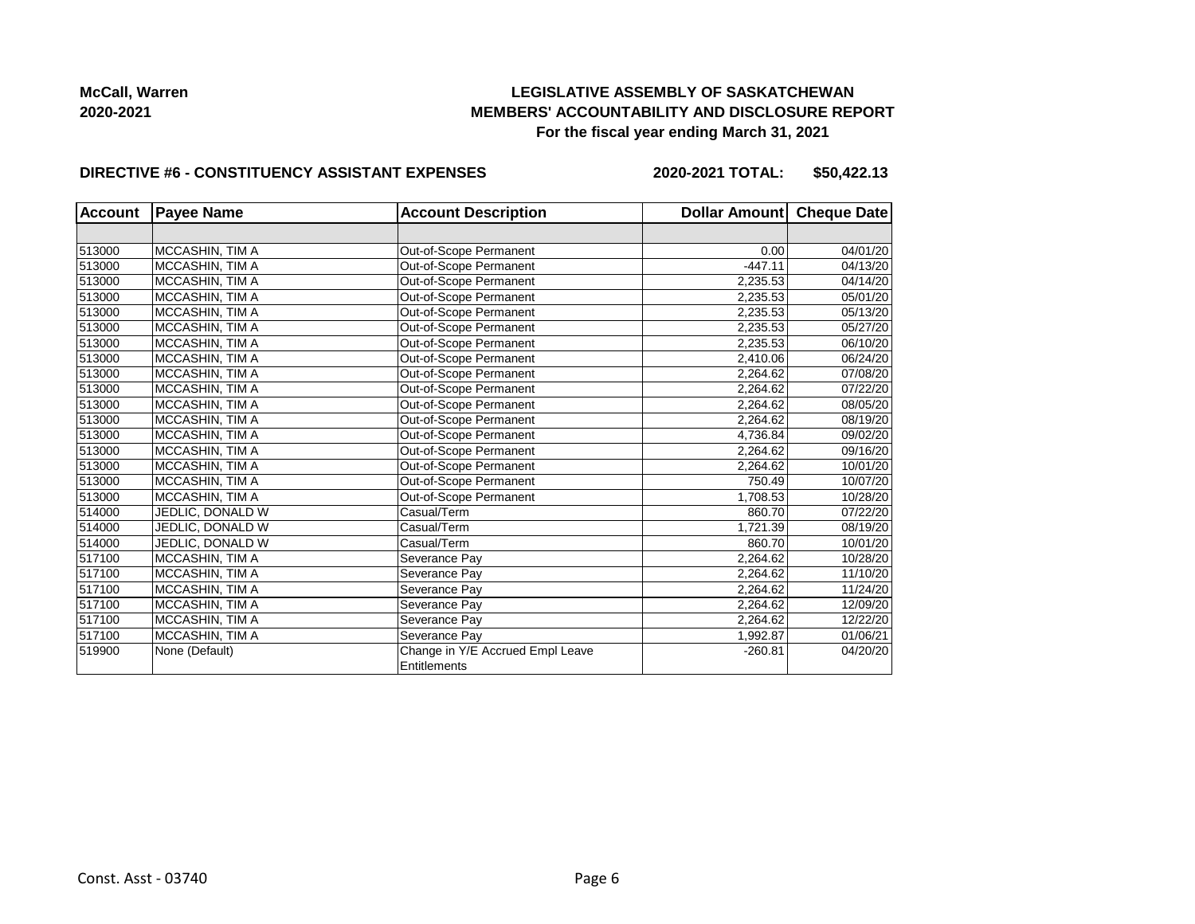McCall, Warren
2020-2021

**LEGISLATIVE ASSEMBLY OF SASKATCHEWAN**
**MEMBERS' ACCOUNTABILITY AND DISCLOSURE REPORT**
**For the fiscal year ending March 31, 2021**

**DIRECTIVE #6 - CONSTITUENCY ASSISTANT EXPENSES** **2020-2021 TOTAL: $50,422.13**

| Account | Payee Name | Account Description | Dollar Amount | Cheque Date |
|---|---|---|---|---|
| | | | | |
| 513000 | MCCASHIN, TIM A | Out-of-Scope Permanent | 0.00 | 04/01/20 |
| 513000 | MCCASHIN, TIM A | Out-of-Scope Permanent | -447.11 | 04/13/20 |
| 513000 | MCCASHIN, TIM A | Out-of-Scope Permanent | 2,235.53 | 04/14/20 |
| 513000 | MCCASHIN, TIM A | Out-of-Scope Permanent | 2,235.53 | 05/01/20 |
| 513000 | MCCASHIN, TIM A | Out-of-Scope Permanent | 2,235.53 | 05/13/20 |
| 513000 | MCCASHIN, TIM A | Out-of-Scope Permanent | 2,235.53 | 05/27/20 |
| 513000 | MCCASHIN, TIM A | Out-of-Scope Permanent | 2,235.53 | 06/10/20 |
| 513000 | MCCASHIN, TIM A | Out-of-Scope Permanent | 2,410.06 | 06/24/20 |
| 513000 | MCCASHIN, TIM A | Out-of-Scope Permanent | 2,264.62 | 07/08/20 |
| 513000 | MCCASHIN, TIM A | Out-of-Scope Permanent | 2,264.62 | 07/22/20 |
| 513000 | MCCASHIN, TIM A | Out-of-Scope Permanent | 2,264.62 | 08/05/20 |
| 513000 | MCCASHIN, TIM A | Out-of-Scope Permanent | 2,264.62 | 08/19/20 |
| 513000 | MCCASHIN, TIM A | Out-of-Scope Permanent | 4,736.84 | 09/02/20 |
| 513000 | MCCASHIN, TIM A | Out-of-Scope Permanent | 2,264.62 | 09/16/20 |
| 513000 | MCCASHIN, TIM A | Out-of-Scope Permanent | 2,264.62 | 10/01/20 |
| 513000 | MCCASHIN, TIM A | Out-of-Scope Permanent | 750.49 | 10/07/20 |
| 513000 | MCCASHIN, TIM A | Out-of-Scope Permanent | 1,708.53 | 10/28/20 |
| 514000 | JEDLIC, DONALD W | Casual/Term | 860.70 | 07/22/20 |
| 514000 | JEDLIC, DONALD W | Casual/Term | 1,721.39 | 08/19/20 |
| 514000 | JEDLIC, DONALD W | Casual/Term | 860.70 | 10/01/20 |
| 517100 | MCCASHIN, TIM A | Severance Pay | 2,264.62 | 10/28/20 |
| 517100 | MCCASHIN, TIM A | Severance Pay | 2,264.62 | 11/10/20 |
| 517100 | MCCASHIN, TIM A | Severance Pay | 2,264.62 | 11/24/20 |
| 517100 | MCCASHIN, TIM A | Severance Pay | 2,264.62 | 12/09/20 |
| 517100 | MCCASHIN, TIM A | Severance Pay | 2,264.62 | 12/22/20 |
| 517100 | MCCASHIN, TIM A | Severance Pay | 1,992.87 | 01/06/21 |
| 519900 | None (Default) | Change in Y/E Accrued Empl Leave Entitlements | -260.81 | 04/20/20 |

Const. Asst - 03740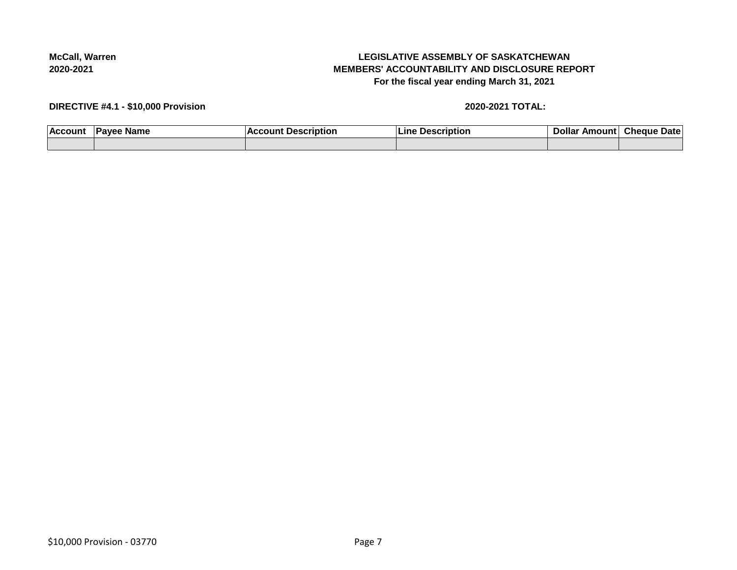McCall, Warren
2020-2021

**LEGISLATIVE ASSEMBLY OF SASKATCHEWAN**
**MEMBERS' ACCOUNTABILITY AND DISCLOSURE REPORT**
**For the fiscal year ending March 31, 2021**

**DIRECTIVE #4.1 - $10,000 Provision**

**2020-2021 TOTAL:**

| Account | Payee Name | Account Description | Line Description | Dollar Amount | Cheque Date |
|---|---|---|---|---|---|
| | | | | | |

$10,000 Provision - 03770